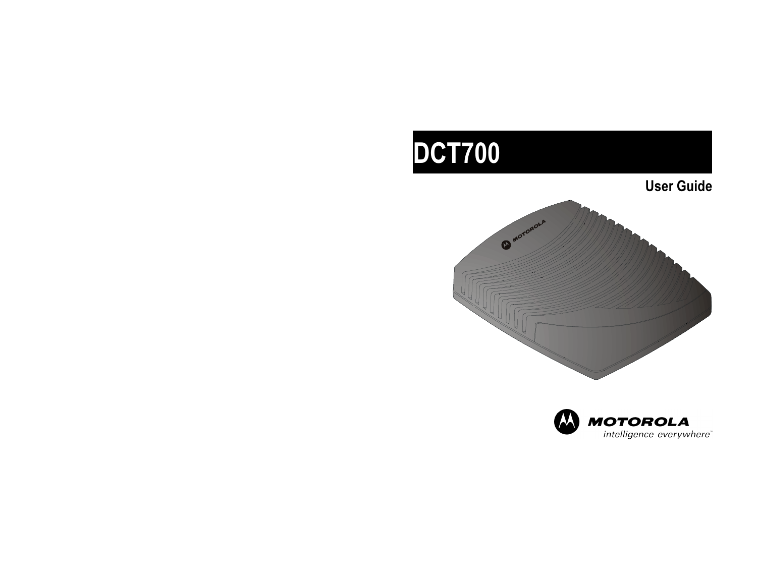# DCT700

## User Guide

MOTOROLA

intelligence everywhere™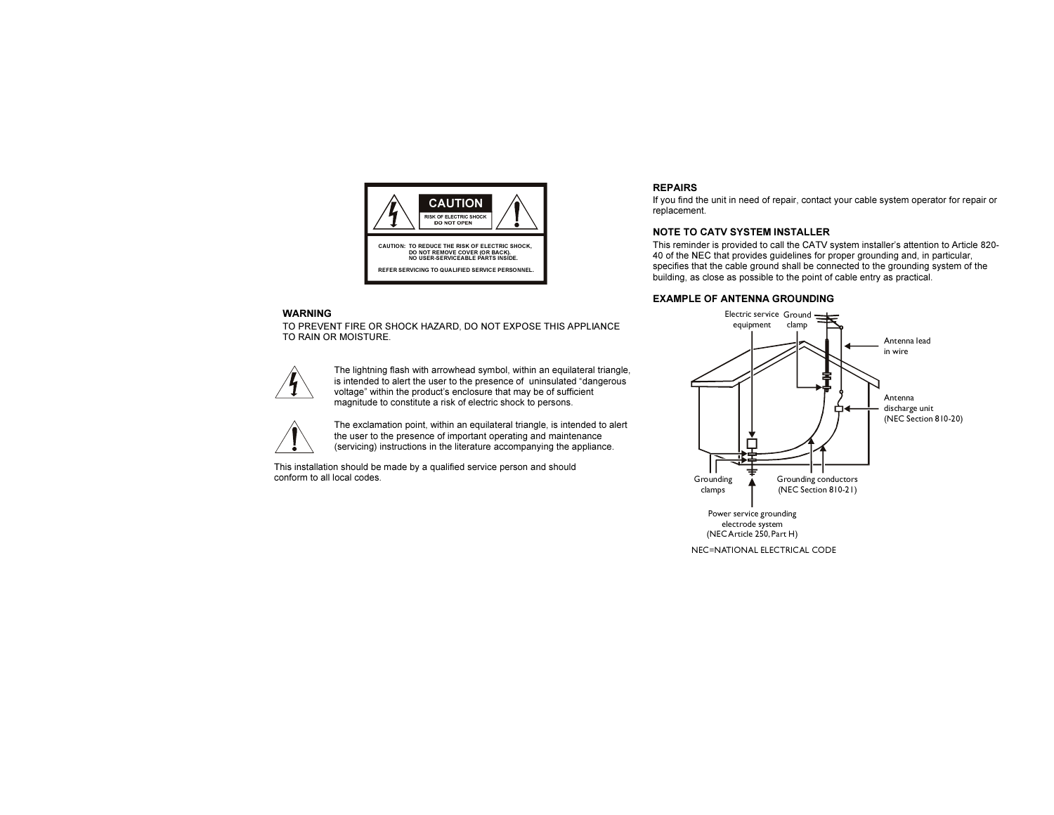**CAUTION**

RISK OF ELECTRIC SHOCK
DO NOT OPEN

CAUTION: TO REDUCE THE RISK OF ELECTRIC SHOCK, DO NOT REMOVE COVER (OR BACK). NO USER-SERVICEABLE PARTS INSIDE.

REFER SERVICING TO QUALIFIED SERVICE PERSONNEL.

## WARNING

TO PREVENT FIRE OR SHOCK HAZARD, DO NOT EXPOSE THIS APPLIANCE TO RAIN OR MOISTURE.

The lightning flash with arrowhead symbol, within an equilateral triangle, is intended to alert the user to the presence of uninsulated "dangerous voltage" within the product's enclosure that may be of sufficient magnitude to constitute a risk of electric shock to persons.

The exclamation point, within an equilateral triangle, is intended to alert the user to the presence of important operating and maintenance (servicing) instructions in the literature accompanying the appliance.

This installation should be made by a qualified service person and should conform to all local codes.

## REPAIRS

If you find the unit in need of repair, contact your cable system operator for repair or replacement.

## NOTE TO CATV SYSTEM INSTALLER

This reminder is provided to call the CATV system installer's attention to Article 820-40 of the NEC that provides guidelines for proper grounding and, in particular, specifies that the cable ground shall be connected to the grounding system of the building, as close as possible to the point of cable entry as practical.

## EXAMPLE OF ANTENNA GROUNDING

Electric service equipment

Ground clamp

Antenna lead in wire

Antenna discharge unit (NEC Section 810-20)

Grounding clamps

Grounding conductors (NEC Section 810-21)

Power service grounding electrode system (NEC Article 250, Part H)

NEC=NATIONAL ELECTRICAL CODE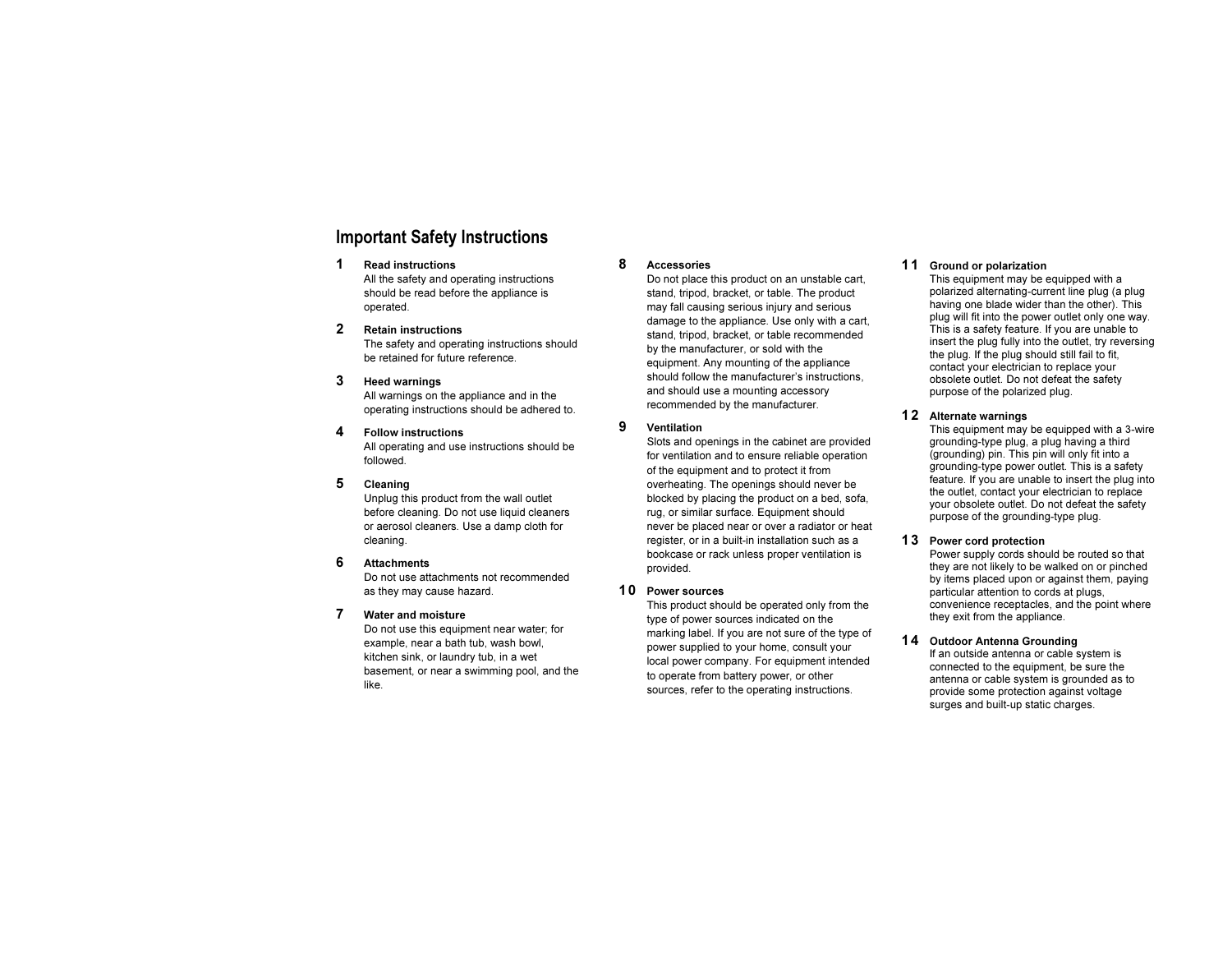# Important Safety Instructions

**1 Read instructions**
All the safety and operating instructions should be read before the appliance is operated.

**2 Retain instructions**
The safety and operating instructions should be retained for future reference.

**3 Heed warnings**
All warnings on the appliance and in the operating instructions should be adhered to.

**4 Follow instructions**
All operating and use instructions should be followed.

**5 Cleaning**
Unplug this product from the wall outlet before cleaning. Do not use liquid cleaners or aerosol cleaners. Use a damp cloth for cleaning.

**6 Attachments**
Do not use attachments not recommended as they may cause hazard.

**7 Water and moisture**
Do not use this equipment near water; for example, near a bath tub, wash bowl, kitchen sink, or laundry tub, in a wet basement, or near a swimming pool, and the like.

**8 Accessories**
Do not place this product on an unstable cart, stand, tripod, bracket, or table. The product may fall causing serious injury and serious damage to the appliance. Use only with a cart, stand, tripod, bracket, or table recommended by the manufacturer, or sold with the equipment. Any mounting of the appliance should follow the manufacturer's instructions, and should use a mounting accessory recommended by the manufacturer.

**9 Ventilation**
Slots and openings in the cabinet are provided for ventilation and to ensure reliable operation of the equipment and to protect it from overheating. The openings should never be blocked by placing the product on a bed, sofa, rug, or similar surface. Equipment should never be placed near or over a radiator or heat register, or in a built-in installation such as a bookcase or rack unless proper ventilation is provided.

**10 Power sources**
This product should be operated only from the type of power sources indicated on the marking label. If you are not sure of the type of power supplied to your home, consult your local power company. For equipment intended to operate from battery power, or other sources, refer to the operating instructions.

**11 Ground or polarization**
This equipment may be equipped with a polarized alternating-current line plug (a plug having one blade wider than the other). This plug will fit into the power outlet only one way. This is a safety feature. If you are unable to insert the plug fully into the outlet, try reversing the plug. If the plug should still fail to fit, contact your electrician to replace your obsolete outlet. Do not defeat the safety purpose of the polarized plug.

**12 Alternate warnings**
This equipment may be equipped with a 3-wire grounding-type plug, a plug having a third (grounding) pin. This pin will only fit into a grounding-type power outlet. This is a safety feature. If you are unable to insert the plug into the outlet, contact your electrician to replace your obsolete outlet. Do not defeat the safety purpose of the grounding-type plug.

**13 Power cord protection**
Power supply cords should be routed so that they are not likely to be walked on or pinched by items placed upon or against them, paying particular attention to cords at plugs, convenience receptacles, and the point where they exit from the appliance.

**14 Outdoor Antenna Grounding**
If an outside antenna or cable system is connected to the equipment, be sure the antenna or cable system is grounded as to provide some protection against voltage surges and built-up static charges.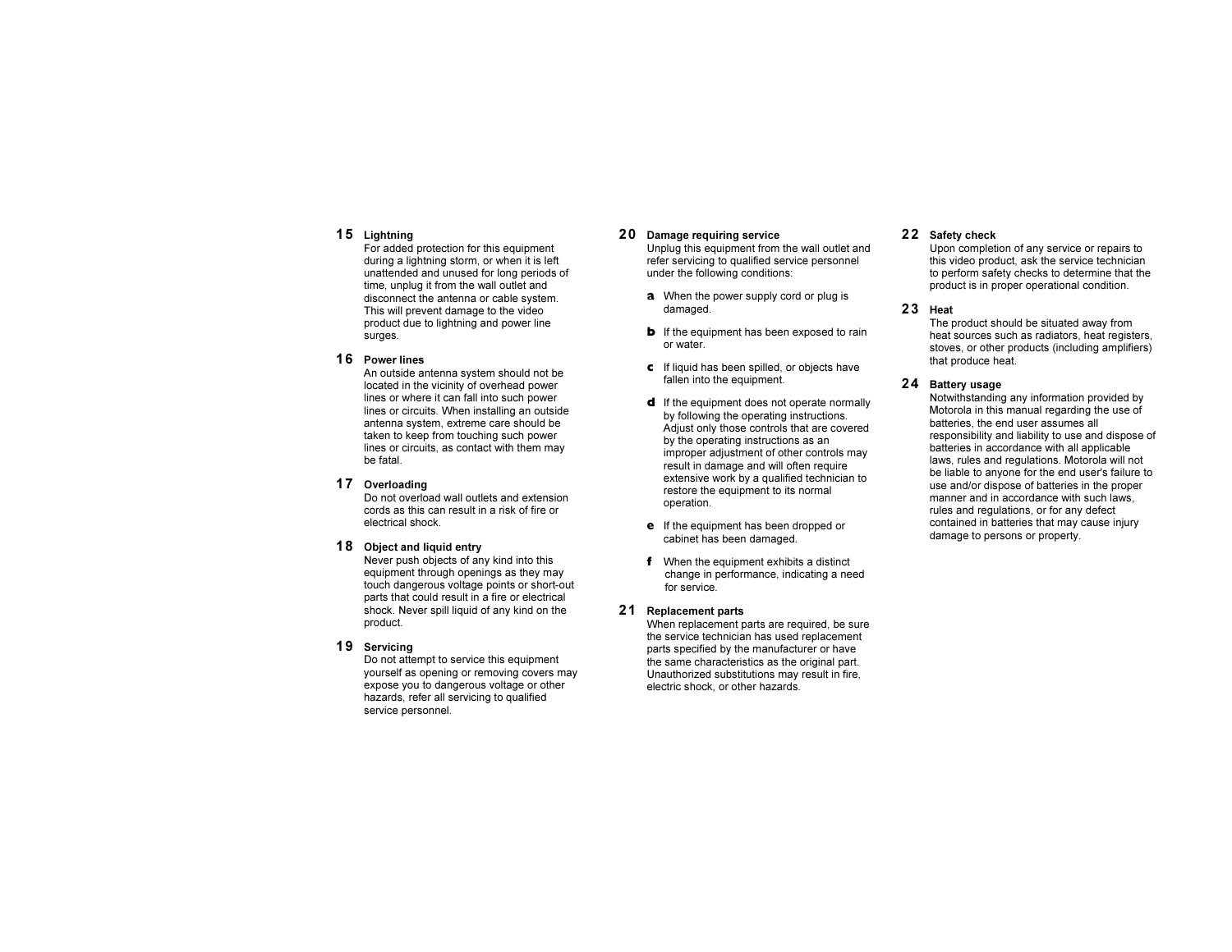**15 Lightning**

For added protection for this equipment during a lightning storm, or when it is left unattended and unused for long periods of time, unplug it from the wall outlet and disconnect the antenna or cable system. This will prevent damage to the video product due to lightning and power line surges.

**16 Power lines**

An outside antenna system should not be located in the vicinity of overhead power lines or where it can fall into such power lines or circuits. When installing an outside antenna system, extreme care should be taken to keep from touching such power lines or circuits, as contact with them may be fatal.

**17 Overloading**

Do not overload wall outlets and extension cords as this can result in a risk of fire or electrical shock.

**18 Object and liquid entry**

Never push objects of any kind into this equipment through openings as they may touch dangerous voltage points or short-out parts that could result in a fire or electrical shock. Never spill liquid of any kind on the product.

**19 Servicing**

Do not attempt to service this equipment yourself as opening or removing covers may expose you to dangerous voltage or other hazards, refer all servicing to qualified service personnel.

**20 Damage requiring service**

Unplug this equipment from the wall outlet and refer servicing to qualified service personnel under the following conditions:

- **a** When the power supply cord or plug is damaged.
- **b** If the equipment has been exposed to rain or water.
- **c** If liquid has been spilled, or objects have fallen into the equipment.
- **d** If the equipment does not operate normally by following the operating instructions. Adjust only those controls that are covered by the operating instructions as an improper adjustment of other controls may result in damage and will often require extensive work by a qualified technician to restore the equipment to its normal operation.
- **e** If the equipment has been dropped or cabinet has been damaged.
- **f** When the equipment exhibits a distinct change in performance, indicating a need for service.

**21 Replacement parts**

When replacement parts are required, be sure the service technician has used replacement parts specified by the manufacturer or have the same characteristics as the original part. Unauthorized substitutions may result in fire, electric shock, or other hazards.

**22 Safety check**

Upon completion of any service or repairs to this video product, ask the service technician to perform safety checks to determine that the product is in proper operational condition.

**23 Heat**

The product should be situated away from heat sources such as radiators, heat registers, stoves, or other products (including amplifiers) that produce heat.

**24 Battery usage**

Notwithstanding any information provided by Motorola in this manual regarding the use of batteries, the end user assumes all responsibility and liability to use and dispose of batteries in accordance with all applicable laws, rules and regulations. Motorola will not be liable to anyone for the end user's failure to use and/or dispose of batteries in the proper manner and in accordance with such laws, rules and regulations, or for any defect contained in batteries that may cause injury damage to persons or property.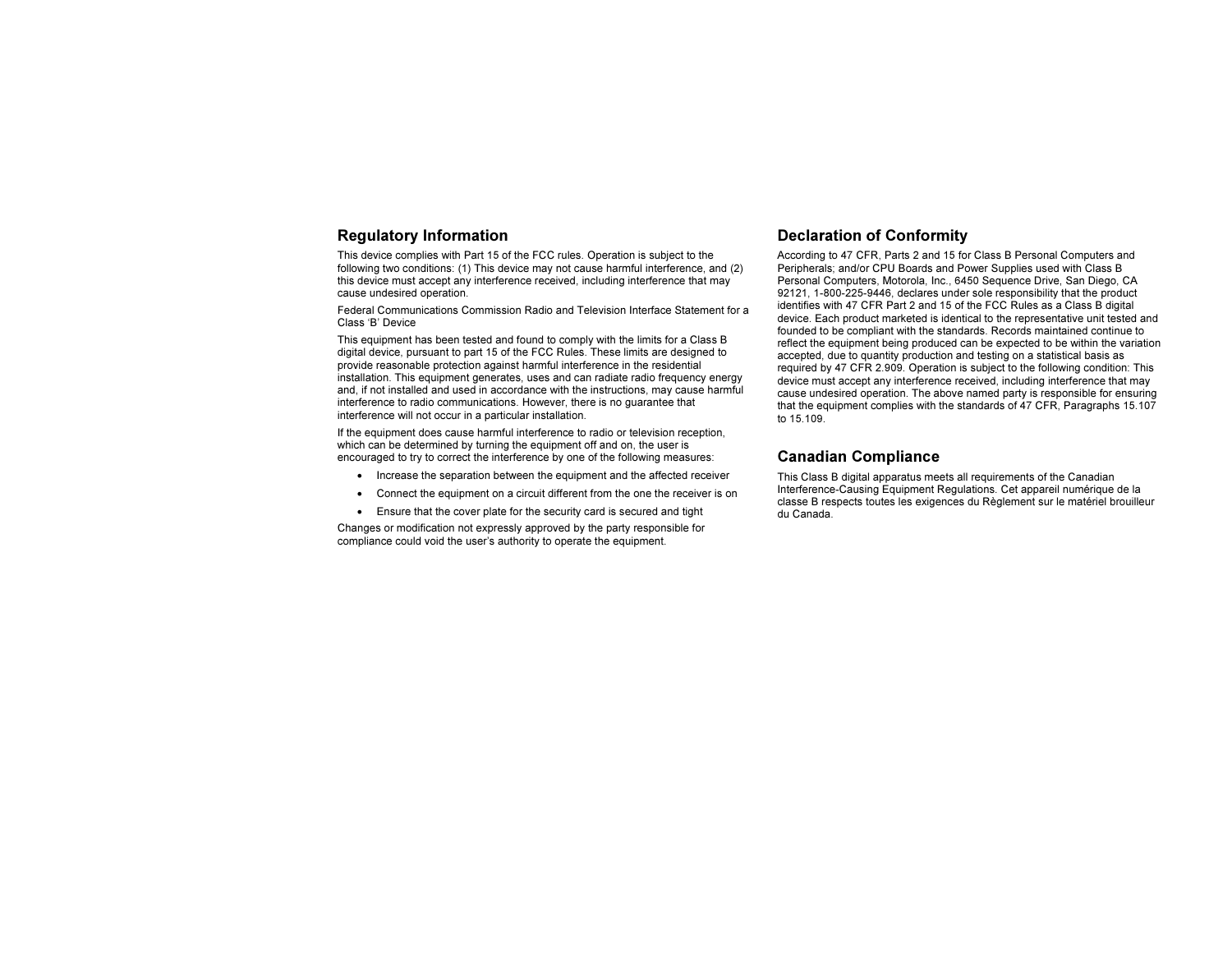## Regulatory Information

This device complies with Part 15 of the FCC rules. Operation is subject to the following two conditions: (1) This device may not cause harmful interference, and (2) this device must accept any interference received, including interference that may cause undesired operation.

Federal Communications Commission Radio and Television Interface Statement for a Class 'B' Device

This equipment has been tested and found to comply with the limits for a Class B digital device, pursuant to part 15 of the FCC Rules. These limits are designed to provide reasonable protection against harmful interference in the residential installation. This equipment generates, uses and can radiate radio frequency energy and, if not installed and used in accordance with the instructions, may cause harmful interference to radio communications. However, there is no guarantee that interference will not occur in a particular installation.

If the equipment does cause harmful interference to radio or television reception, which can be determined by turning the equipment off and on, the user is encouraged to try to correct the interference by one of the following measures:

- Increase the separation between the equipment and the affected receiver
- Connect the equipment on a circuit different from the one the receiver is on
- Ensure that the cover plate for the security card is secured and tight

Changes or modification not expressly approved by the party responsible for compliance could void the user's authority to operate the equipment.

## Declaration of Conformity

According to 47 CFR, Parts 2 and 15 for Class B Personal Computers and Peripherals; and/or CPU Boards and Power Supplies used with Class B Personal Computers, Motorola, Inc., 6450 Sequence Drive, San Diego, CA 92121, 1-800-225-9446, declares under sole responsibility that the product identifies with 47 CFR Part 2 and 15 of the FCC Rules as a Class B digital device. Each product marketed is identical to the representative unit tested and founded to be compliant with the standards. Records maintained continue to reflect the equipment being produced can be expected to be within the variation accepted, due to quantity production and testing on a statistical basis as required by 47 CFR 2.909. Operation is subject to the following condition: This device must accept any interference received, including interference that may cause undesired operation. The above named party is responsible for ensuring that the equipment complies with the standards of 47 CFR, Paragraphs 15.107 to 15.109.

## Canadian Compliance

This Class B digital apparatus meets all requirements of the Canadian Interference-Causing Equipment Regulations. Cet appareil numérique de la classe B respects toutes les exigences du Règlement sur le matériel brouilleur du Canada.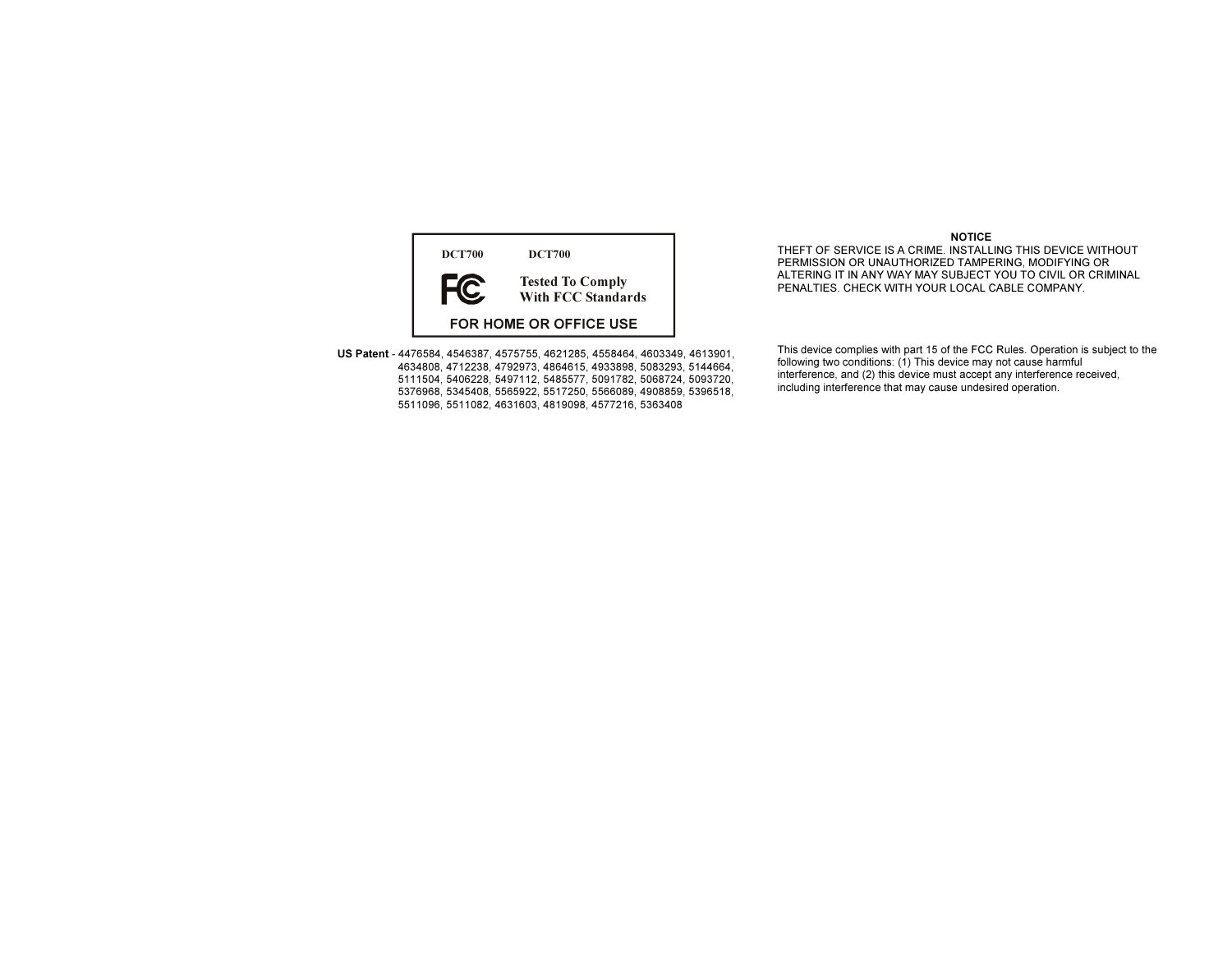DCT700 DCT700

Tested To Comply
With FCC Standards

FOR HOME OR OFFICE USE

**US Patent** - 4476584, 4546387, 4575755, 4621285, 4558464, 4603349, 4613901, 4634808, 4712238, 4792973, 4864615, 4933898, 5083293, 5144664, 5111504, 5406228, 5497112, 5485577, 5091782, 5068724, 5093720, 5376968, 5345408, 5565922, 5517250, 5566089, 4908859, 5396518, 5511096, 5511082, 4631603, 4819098, 4577216, 5363408

**NOTICE**

THEFT OF SERVICE IS A CRIME. INSTALLING THIS DEVICE WITHOUT PERMISSION OR UNAUTHORIZED TAMPERING, MODIFYING OR ALTERING IT IN ANY WAY MAY SUBJECT YOU TO CIVIL OR CRIMINAL PENALTIES. CHECK WITH YOUR LOCAL CABLE COMPANY.

This device complies with part 15 of the FCC Rules. Operation is subject to the following two conditions: (1) This device may not cause harmful interference, and (2) this device must accept any interference received, including interference that may cause undesired operation.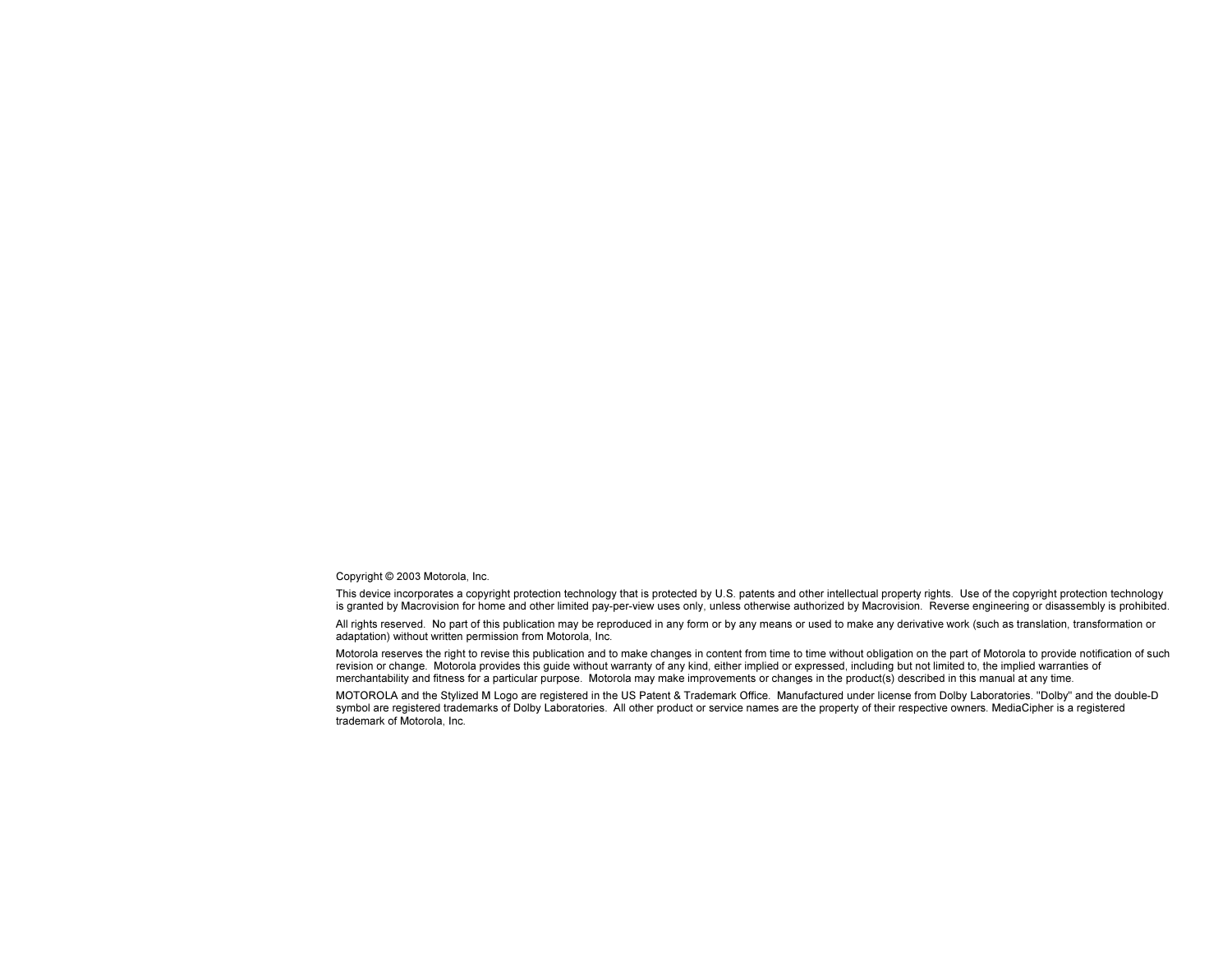Copyright © 2003 Motorola, Inc.

This device incorporates a copyright protection technology that is protected by U.S. patents and other intellectual property rights. Use of the copyright protection technology is granted by Macrovision for home and other limited pay-per-view uses only, unless otherwise authorized by Macrovision. Reverse engineering or disassembly is prohibited.

All rights reserved. No part of this publication may be reproduced in any form or by any means or used to make any derivative work (such as translation, transformation or adaptation) without written permission from Motorola, Inc.

Motorola reserves the right to revise this publication and to make changes in content from time to time without obligation on the part of Motorola to provide notification of such revision or change. Motorola provides this guide without warranty of any kind, either implied or expressed, including but not limited to, the implied warranties of merchantability and fitness for a particular purpose. Motorola may make improvements or changes in the product(s) described in this manual at any time.

MOTOROLA and the Stylized M Logo are registered in the US Patent & Trademark Office. Manufactured under license from Dolby Laboratories. "Dolby" and the double-D symbol are registered trademarks of Dolby Laboratories. All other product or service names are the property of their respective owners. MediaCipher is a registered trademark of Motorola, Inc.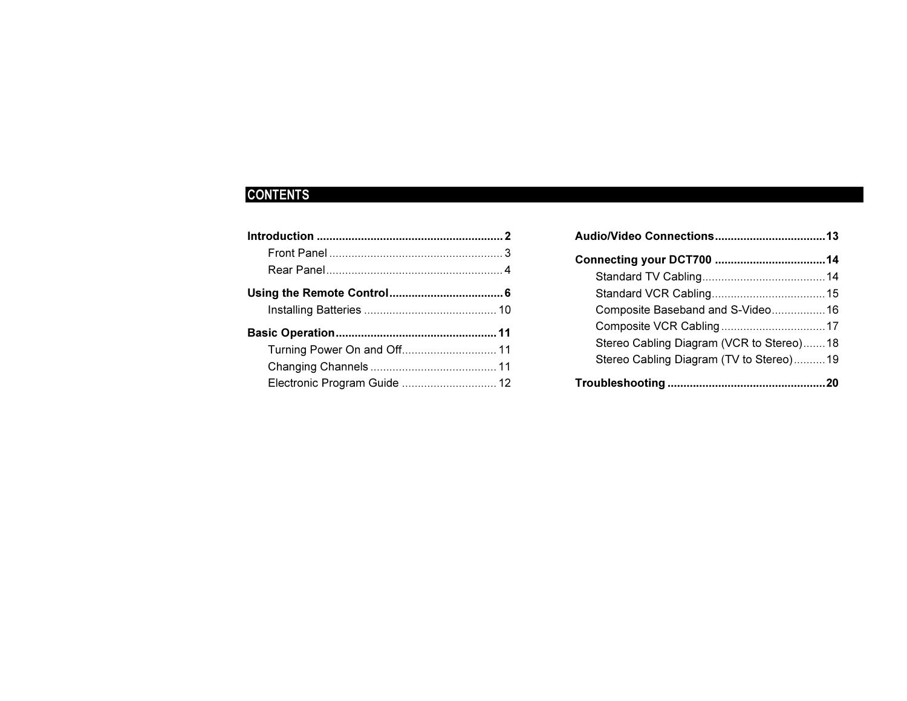# CONTENTS

**Introduction** .......................................................... **2**
- Front Panel ...................................................... 3
- Rear Panel ....................................................... 4

**Using the Remote Control** .................................... **6**
- Installing Batteries .......................................... 10

**Basic Operation** ................................................... **11**
- Turning Power On and Off............................. 11
- Changing Channels ........................................ 11
- Electronic Program Guide .............................. 12

**Audio/Video Connections** .................................. **13**

**Connecting your DCT700** .................................. **14**
- Standard TV Cabling....................................... 14
- Standard VCR Cabling.................................... 15
- Composite Baseband and S-Video................. 16
- Composite VCR Cabling ................................. 17
- Stereo Cabling Diagram (VCR to Stereo)....... 18
- Stereo Cabling Diagram (TV to Stereo).......... 19

**Troubleshooting** .................................................. **20**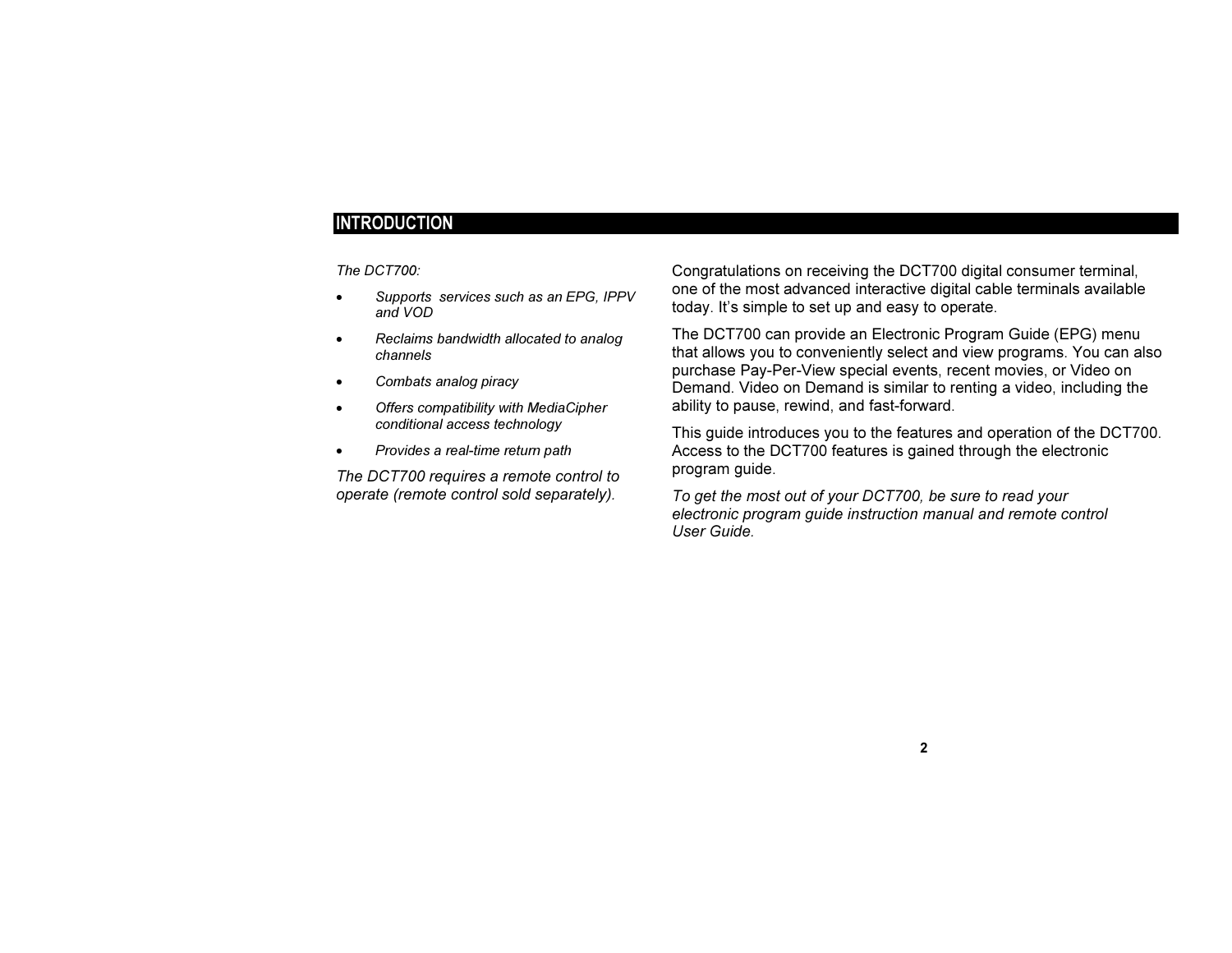## INTRODUCTION

*The DCT700:*

- *Supports  services such as an EPG, IPPV and VOD*
- *Reclaims bandwidth allocated to analog channels*
- *Combats analog piracy*
- *Offers compatibility with MediaCipher conditional access technology*
- *Provides a real-time return path*

*The DCT700 requires a remote control to operate (remote control sold separately).*

Congratulations on receiving the DCT700 digital consumer terminal, one of the most advanced interactive digital cable terminals available today. It's simple to set up and easy to operate.

The DCT700 can provide an Electronic Program Guide (EPG) menu that allows you to conveniently select and view programs. You can also purchase Pay-Per-View special events, recent movies, or Video on Demand. Video on Demand is similar to renting a video, including the ability to pause, rewind, and fast-forward.

This guide introduces you to the features and operation of the DCT700. Access to the DCT700 features is gained through the electronic program guide.

*To get the most out of your DCT700, be sure to read your electronic program guide instruction manual and remote control User Guide.*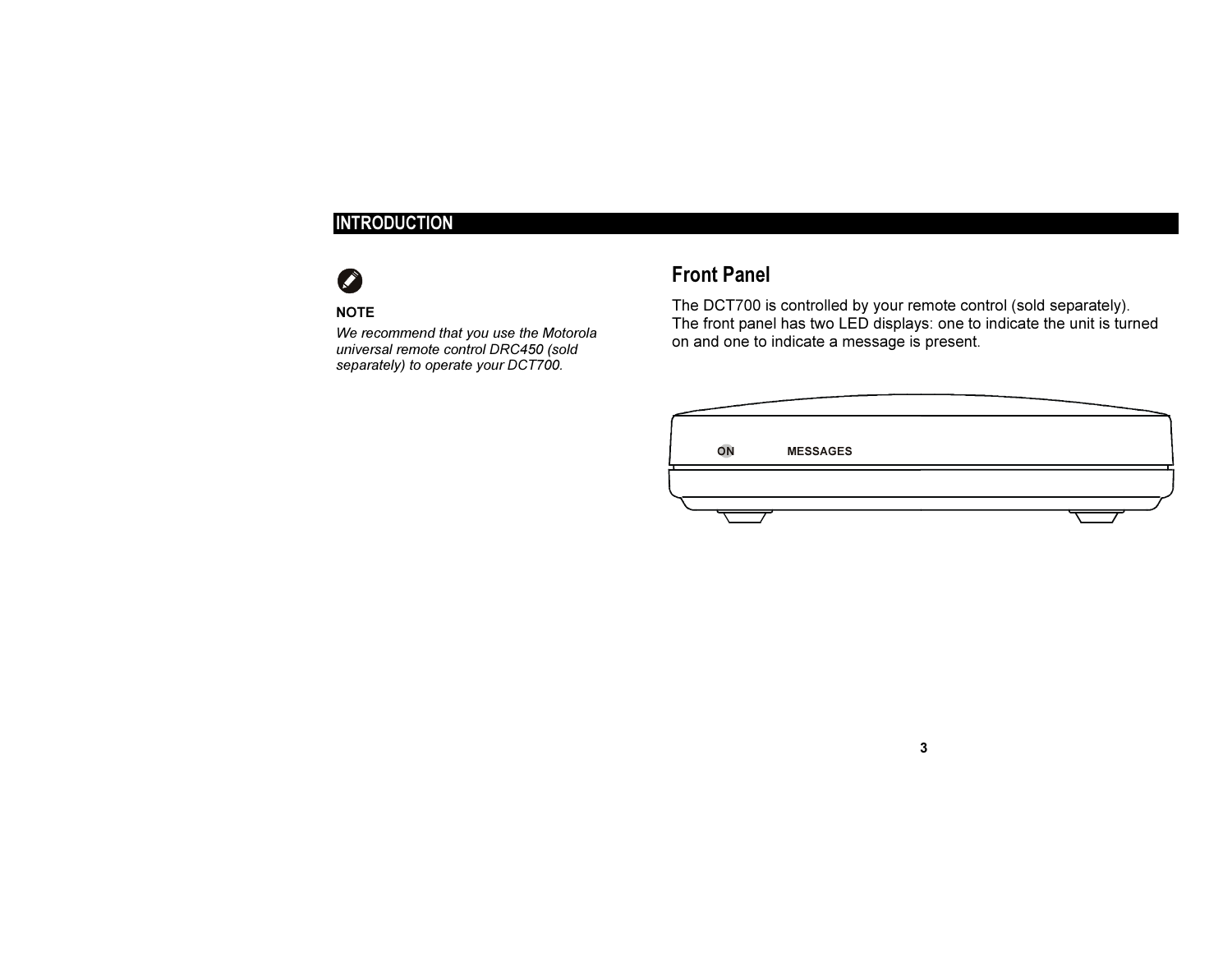# INTRODUCTION

**NOTE**

*We recommend that you use the Motorola universal remote control DRC450 (sold separately) to operate your DCT700.*

## Front Panel

The DCT700 is controlled by your remote control (sold separately). The front panel has two LED displays: one to indicate the unit is turned on and one to indicate a message is present.

ON MESSAGES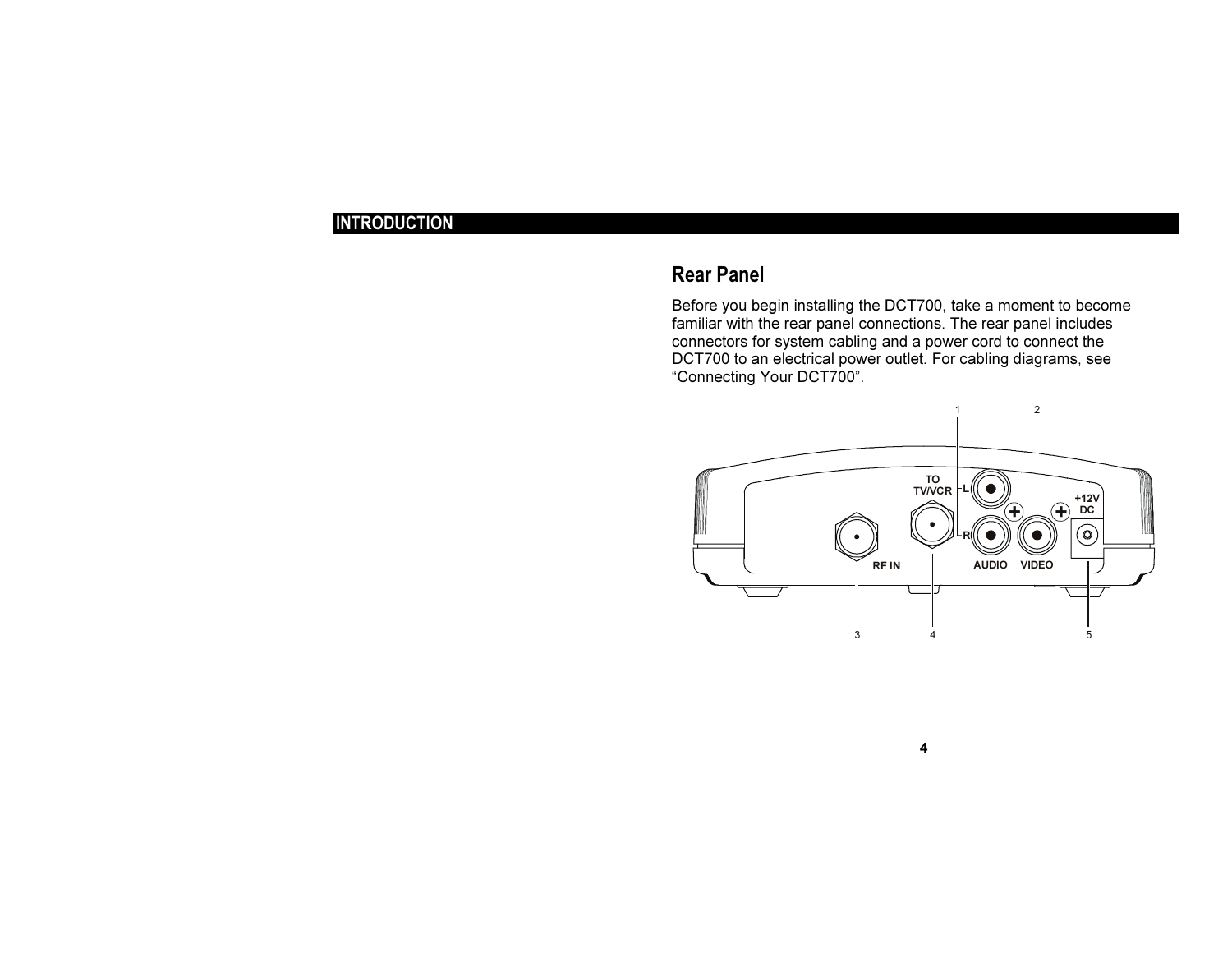## Rear Panel

Before you begin installing the DCT700, take a moment to become familiar with the rear panel connections. The rear panel includes connectors for system cabling and a power cord to connect the DCT700 to an electrical power outlet. For cabling diagrams, see "Connecting Your DCT700".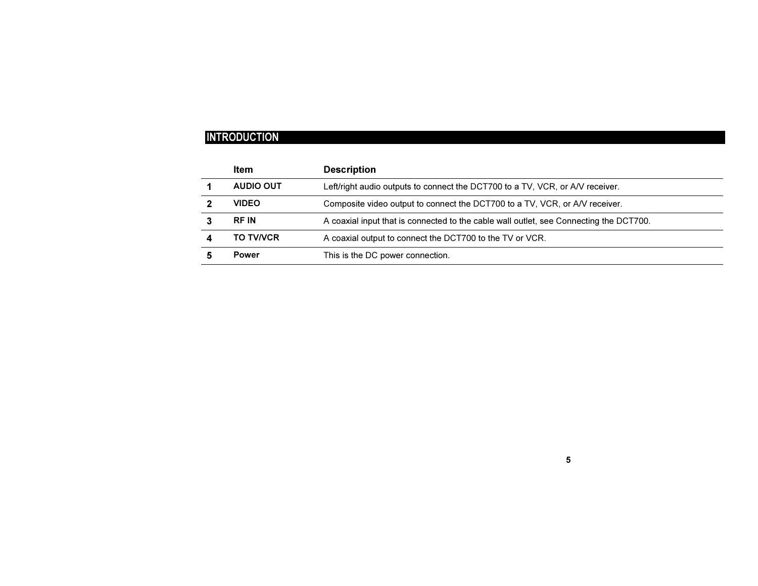## INTRODUCTION

| | Item | Description |
|---|---|---|
| 1 | AUDIO OUT | Left/right audio outputs to connect the DCT700 to a TV, VCR, or A/V receiver. |
| 2 | VIDEO | Composite video output to connect the DCT700 to a TV, VCR, or A/V receiver. |
| 3 | RF IN | A coaxial input that is connected to the cable wall outlet, see Connecting the DCT700. |
| 4 | TO TV/VCR | A coaxial output to connect the DCT700 to the TV or VCR. |
| 5 | Power | This is the DC power connection. |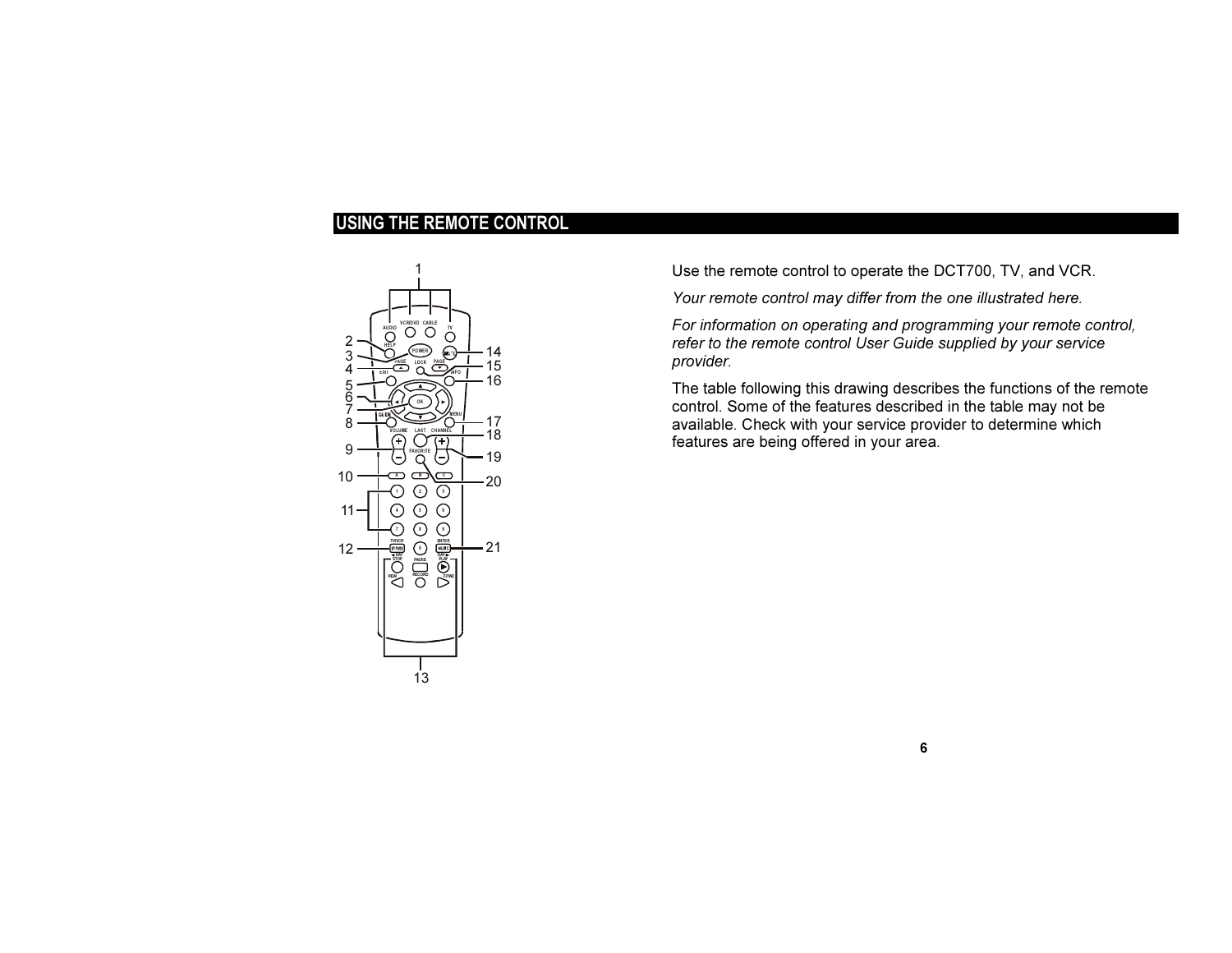## USING THE REMOTE CONTROL

Use the remote control to operate the DCT700, TV, and VCR.

*Your remote control may differ from the one illustrated here.*

*For information on operating and programming your remote control, refer to the remote control User Guide supplied by your service provider.*

The table following this drawing describes the functions of the remote control. Some of the features described in the table may not be available. Check with your service provider to determine which features are being offered in your area.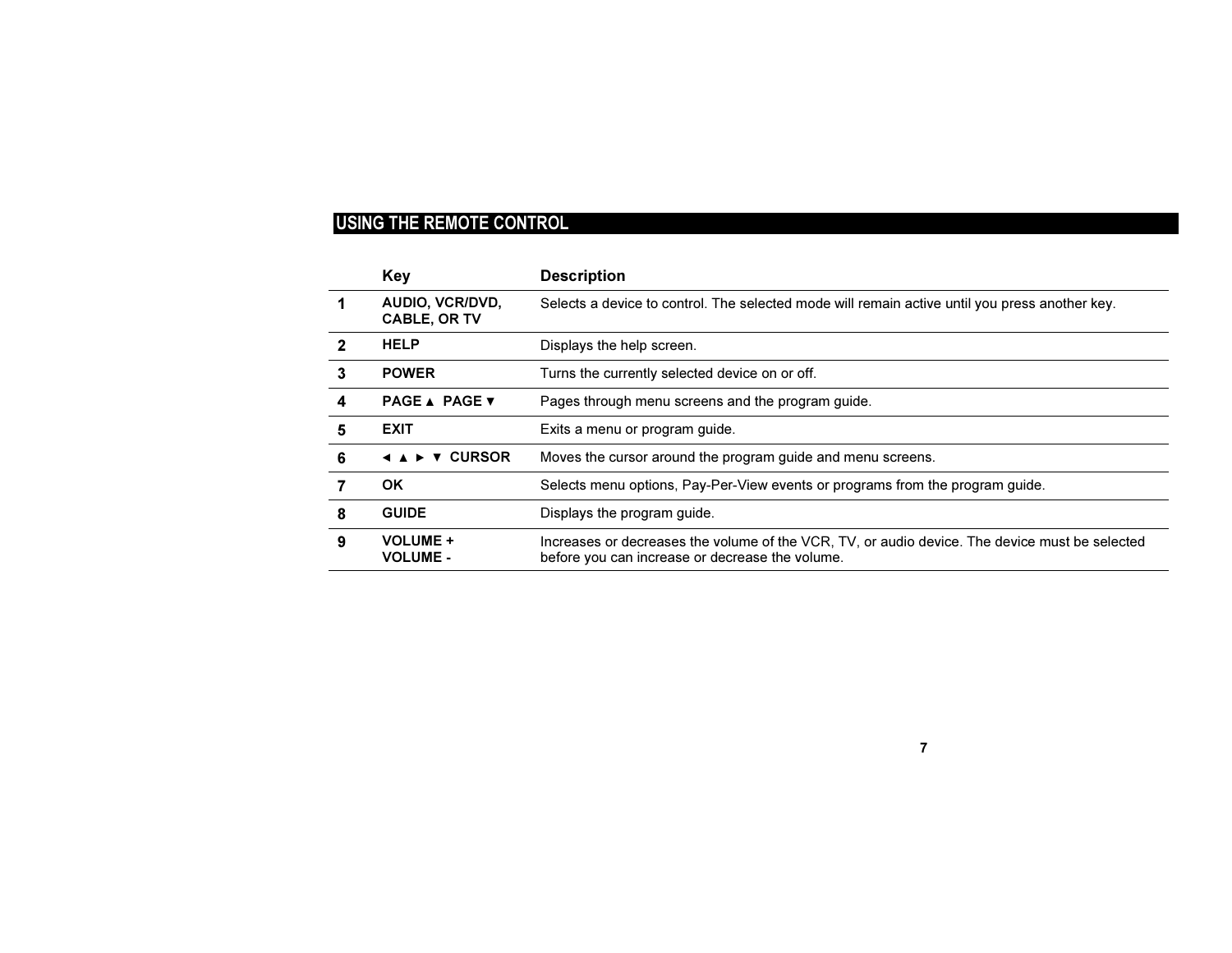## USING THE REMOTE CONTROL

| | Key | Description |
|---|---|---|
| **1** | **AUDIO, VCR/DVD, CABLE, OR TV** | Selects a device to control. The selected mode will remain active until you press another key. |
| **2** | **HELP** | Displays the help screen. |
| **3** | **POWER** | Turns the currently selected device on or off. |
| **4** | **PAGE ▲ PAGE ▼** | Pages through menu screens and the program guide. |
| **5** | **EXIT** | Exits a menu or program guide. |
| **6** | **◄ ▲ ► ▼ CURSOR** | Moves the cursor around the program guide and menu screens. |
| **7** | **OK** | Selects menu options, Pay-Per-View events or programs from the program guide. |
| **8** | **GUIDE** | Displays the program guide. |
| **9** | **VOLUME + VOLUME -** | Increases or decreases the volume of the VCR, TV, or audio device. The device must be selected before you can increase or decrease the volume. |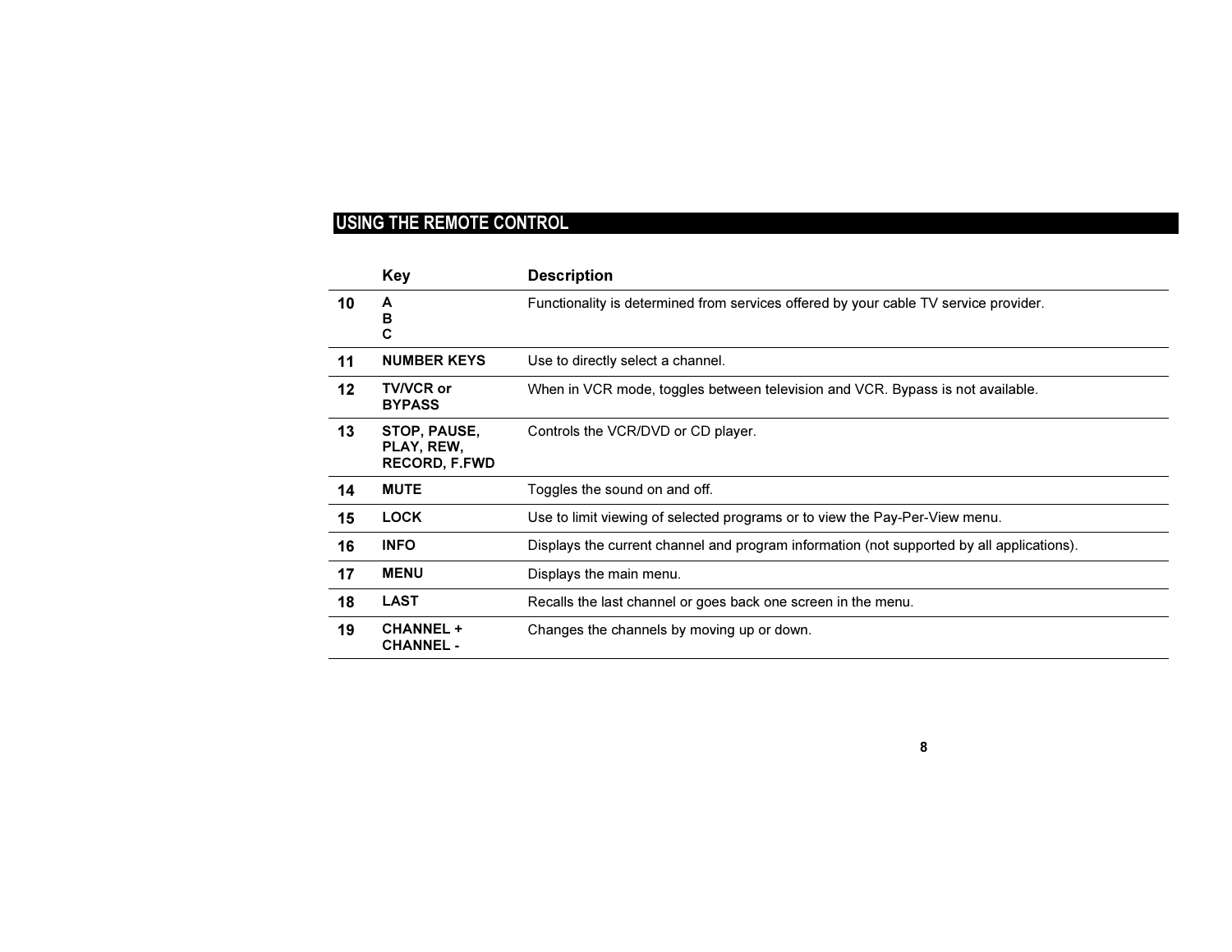## USING THE REMOTE CONTROL

| | Key | Description |
|---|---|---|
| 10 | A<br>B<br>C | Functionality is determined from services offered by your cable TV service provider. |
| 11 | NUMBER KEYS | Use to directly select a channel. |
| 12 | TV/VCR or BYPASS | When in VCR mode, toggles between television and VCR. Bypass is not available. |
| 13 | STOP, PAUSE, PLAY, REW, RECORD, F.FWD | Controls the VCR/DVD or CD player. |
| 14 | MUTE | Toggles the sound on and off. |
| 15 | LOCK | Use to limit viewing of selected programs or to view the Pay-Per-View menu. |
| 16 | INFO | Displays the current channel and program information (not supported by all applications). |
| 17 | MENU | Displays the main menu. |
| 18 | LAST | Recalls the last channel or goes back one screen in the menu. |
| 19 | CHANNEL +<br>CHANNEL - | Changes the channels by moving up or down. |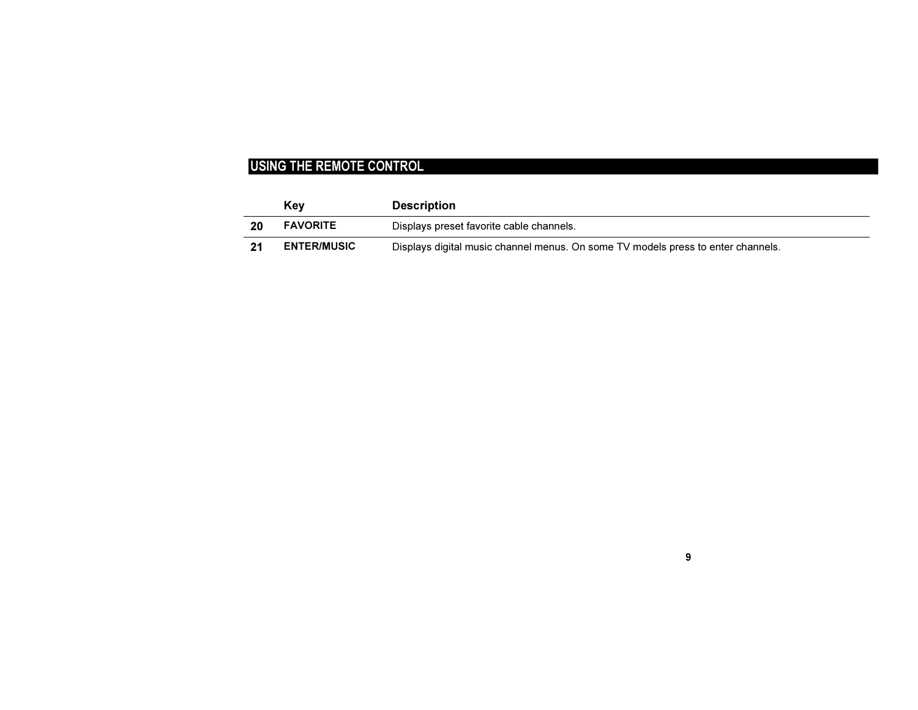## USING THE REMOTE CONTROL

| | Key | Description |
|---|---|---|
| **20** | **FAVORITE** | Displays preset favorite cable channels. |
| **21** | **ENTER/MUSIC** | Displays digital music channel menus. On some TV models press to enter channels. |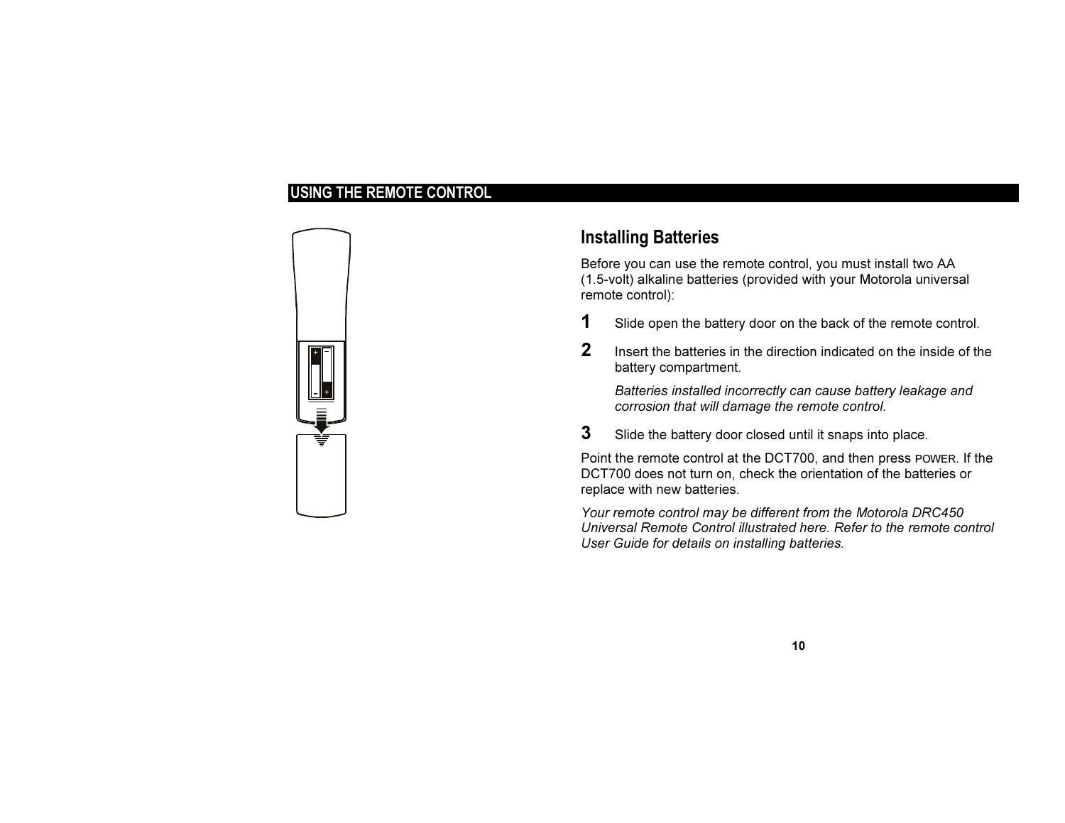## Installing Batteries

Before you can use the remote control, you must install two AA (1.5-volt) alkaline batteries (provided with your Motorola universal remote control):

**1** Slide open the battery door on the back of the remote control.

**2** Insert the batteries in the direction indicated on the inside of the battery compartment.

*Batteries installed incorrectly can cause battery leakage and corrosion that will damage the remote control.*

**3** Slide the battery door closed until it snaps into place.

Point the remote control at the DCT700, and then press POWER. If the DCT700 does not turn on, check the orientation of the batteries or replace with new batteries.

*Your remote control may be different from the Motorola DRC450 Universal Remote Control illustrated here. Refer to the remote control User Guide for details on installing batteries.*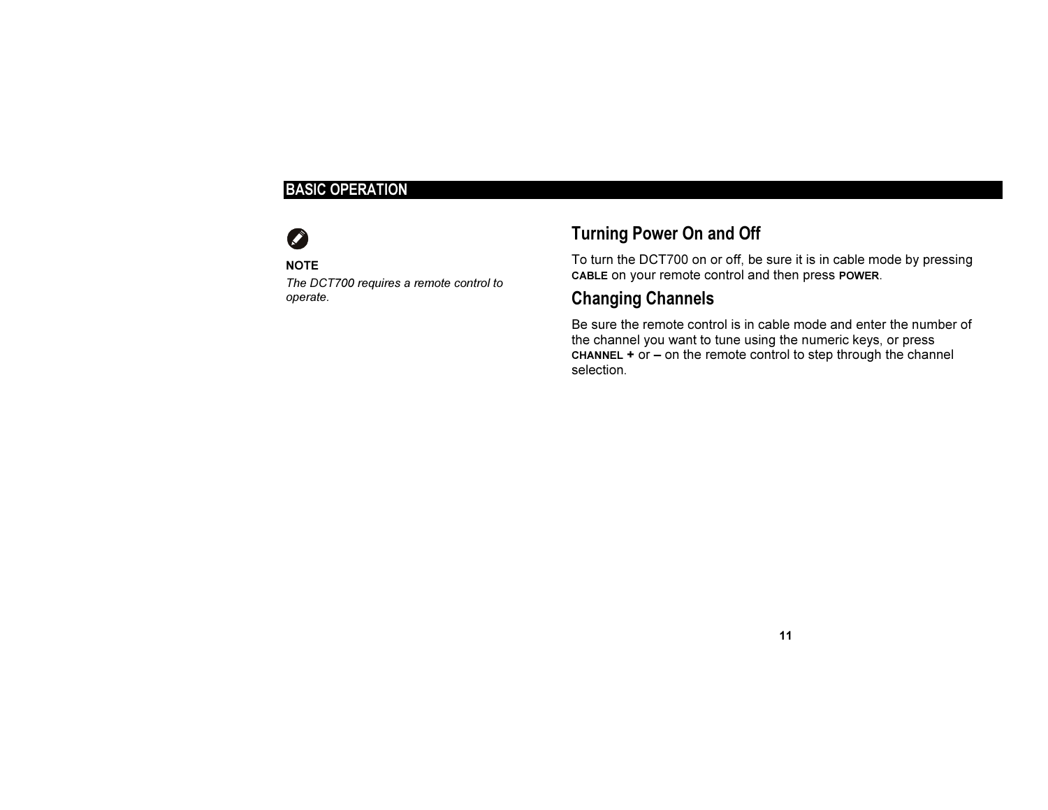# BASIC OPERATION

**NOTE**

*The DCT700 requires a remote control to operate.*

## Turning Power On and Off

To turn the DCT700 on or off, be sure it is in cable mode by pressing **CABLE** on your remote control and then press **POWER**.

## Changing Channels

Be sure the remote control is in cable mode and enter the number of the channel you want to tune using the numeric keys, or press **CHANNEL +** or **–** on the remote control to step through the channel selection.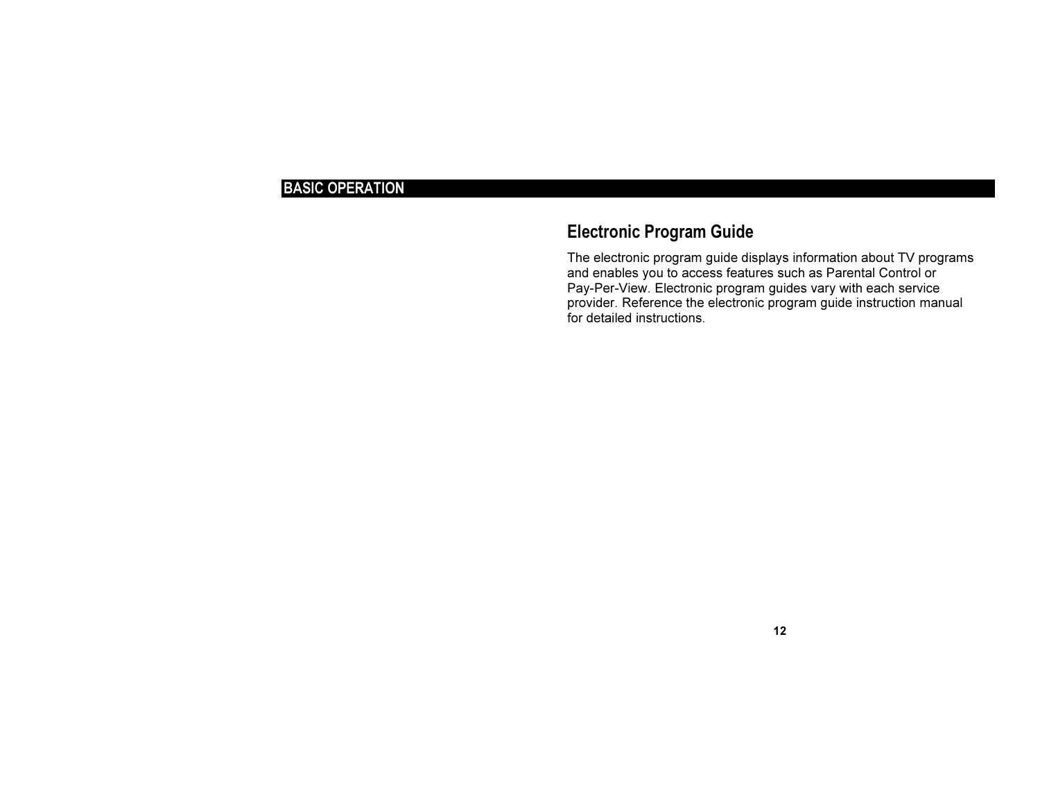## Electronic Program Guide

The electronic program guide displays information about TV programs and enables you to access features such as Parental Control or Pay-Per-View. Electronic program guides vary with each service provider. Reference the electronic program guide instruction manual for detailed instructions.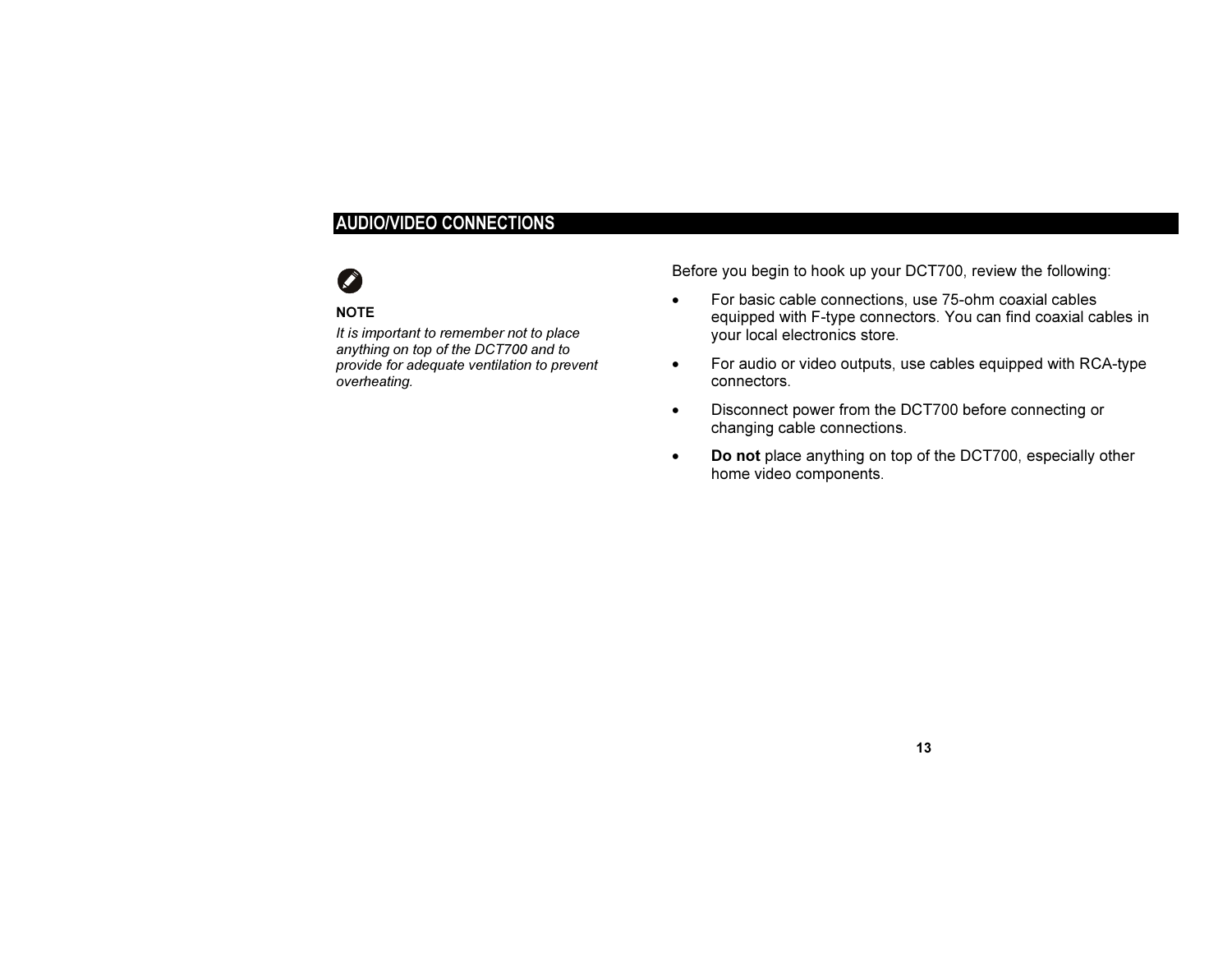## AUDIO/VIDEO CONNECTIONS

**NOTE**

*It is important to remember not to place anything on top of the DCT700 and to provide for adequate ventilation to prevent overheating.*

Before you begin to hook up your DCT700, review the following:

- For basic cable connections, use 75-ohm coaxial cables equipped with F-type connectors. You can find coaxial cables in your local electronics store.
- For audio or video outputs, use cables equipped with RCA-type connectors.
- Disconnect power from the DCT700 before connecting or changing cable connections.
- **Do not** place anything on top of the DCT700, especially other home video components.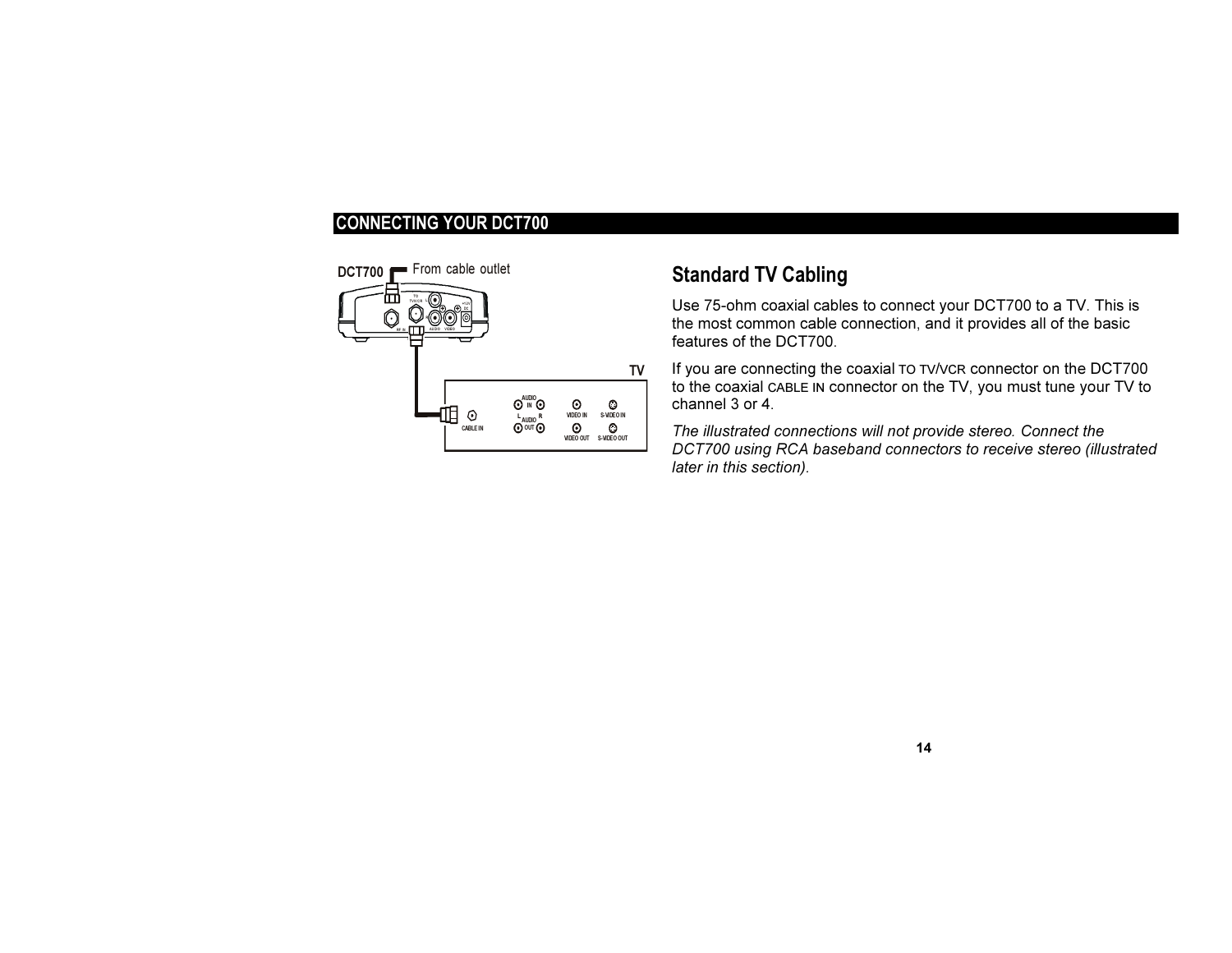## CONNECTING YOUR DCT700

DCT700 From cable outlet

TV

## Standard TV Cabling

Use 75-ohm coaxial cables to connect your DCT700 to a TV. This is the most common cable connection, and it provides all of the basic features of the DCT700.

If you are connecting the coaxial TO TV/VCR connector on the DCT700 to the coaxial CABLE IN connector on the TV, you must tune your TV to channel 3 or 4.

*The illustrated connections will not provide stereo. Connect the DCT700 using RCA baseband connectors to receive stereo (illustrated later in this section).*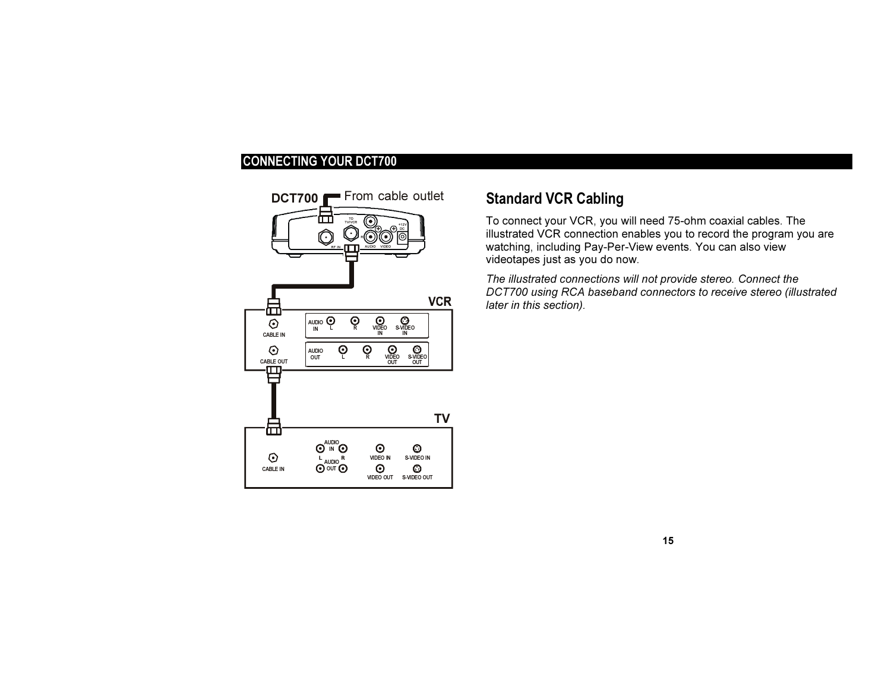## CONNECTING YOUR DCT700

## Standard VCR Cabling

To connect your VCR, you will need 75-ohm coaxial cables. The illustrated VCR connection enables you to record the program you are watching, including Pay-Per-View events. You can also view videotapes just as you do now.

*The illustrated connections will not provide stereo. Connect the DCT700 using RCA baseband connectors to receive stereo (illustrated later in this section).*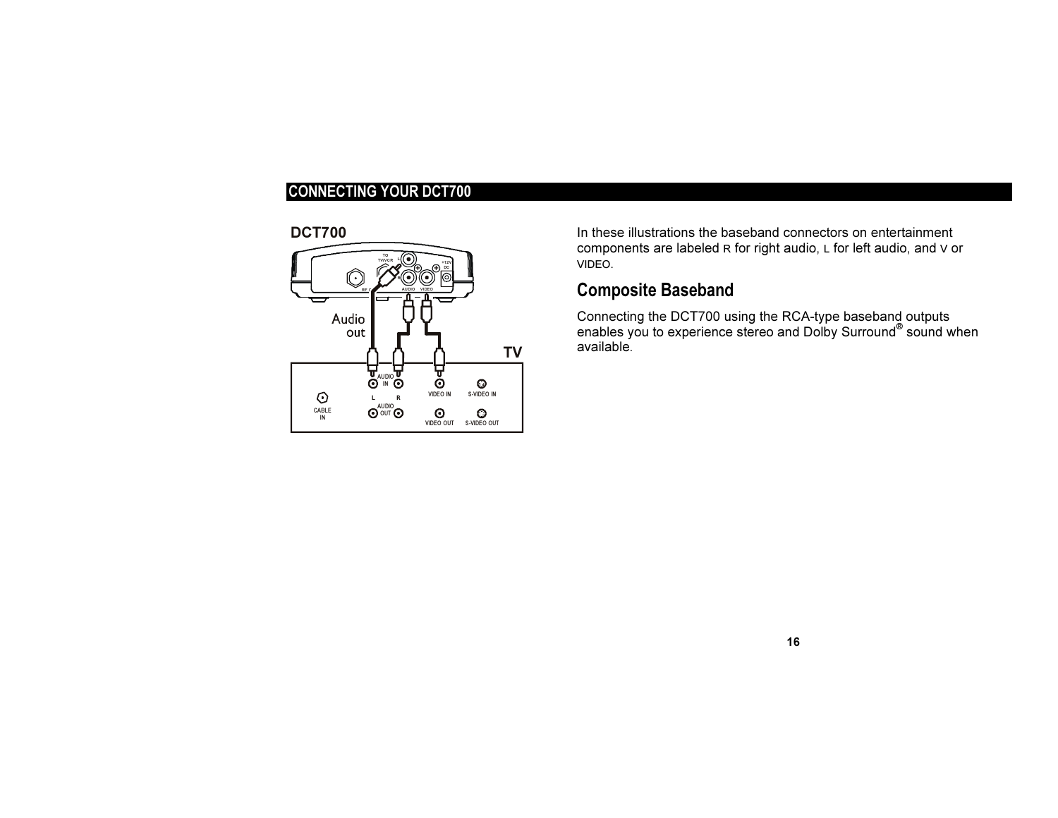## CONNECTING YOUR DCT700

In these illustrations the baseband connectors on entertainment components are labeled R for right audio, L for left audio, and V or VIDEO.

### Composite Baseband

Connecting the DCT700 using the RCA-type baseband outputs enables you to experience stereo and Dolby Surround® sound when available.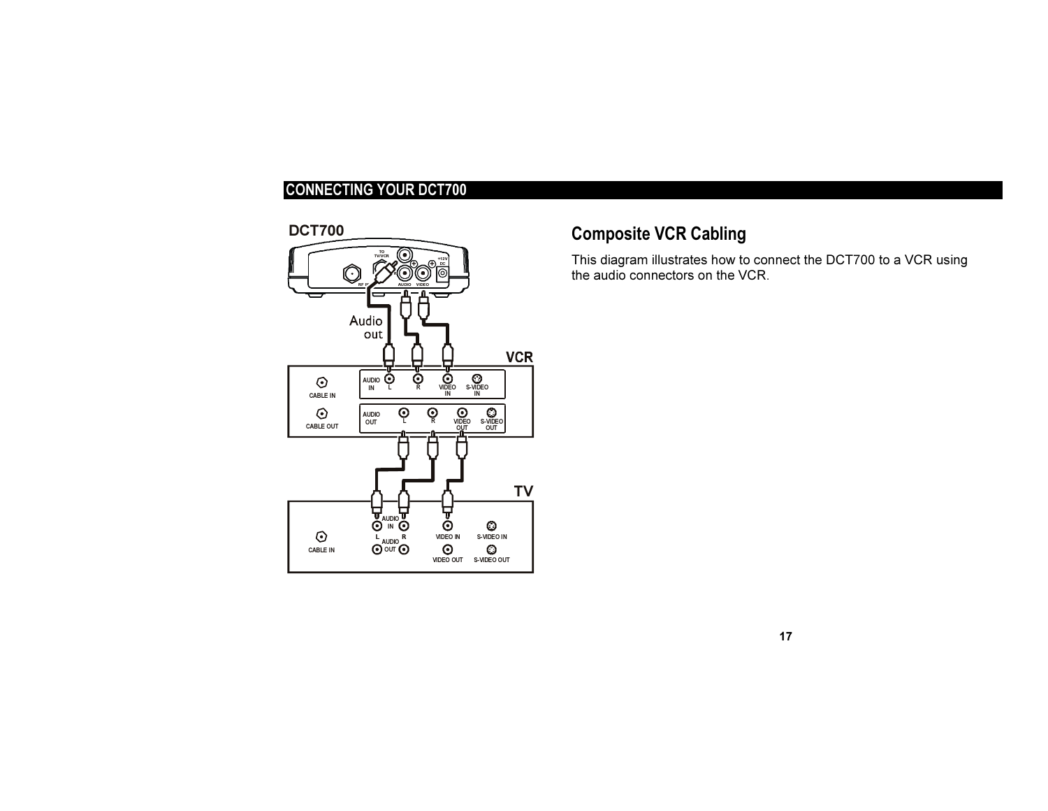## CONNECTING YOUR DCT700

DCT700

VCR

TV

Audio out

## Composite VCR Cabling

This diagram illustrates how to connect the DCT700 to a VCR using the audio connectors on the VCR.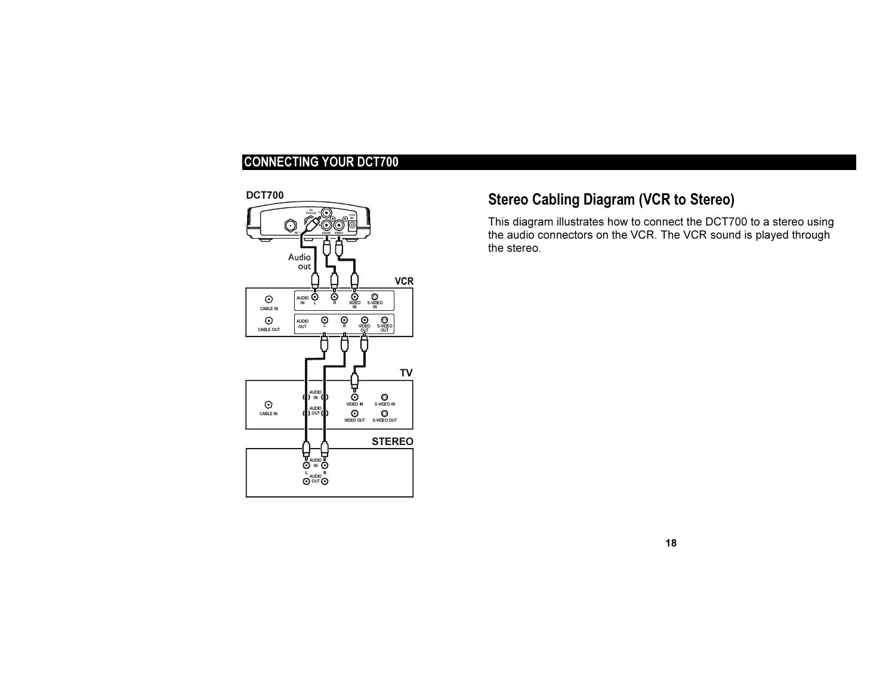# CONNECTING YOUR DCT700

## Stereo Cabling Diagram (VCR to Stereo)

This diagram illustrates how to connect the DCT700 to a stereo using the audio connectors on the VCR. The VCR sound is played through the stereo.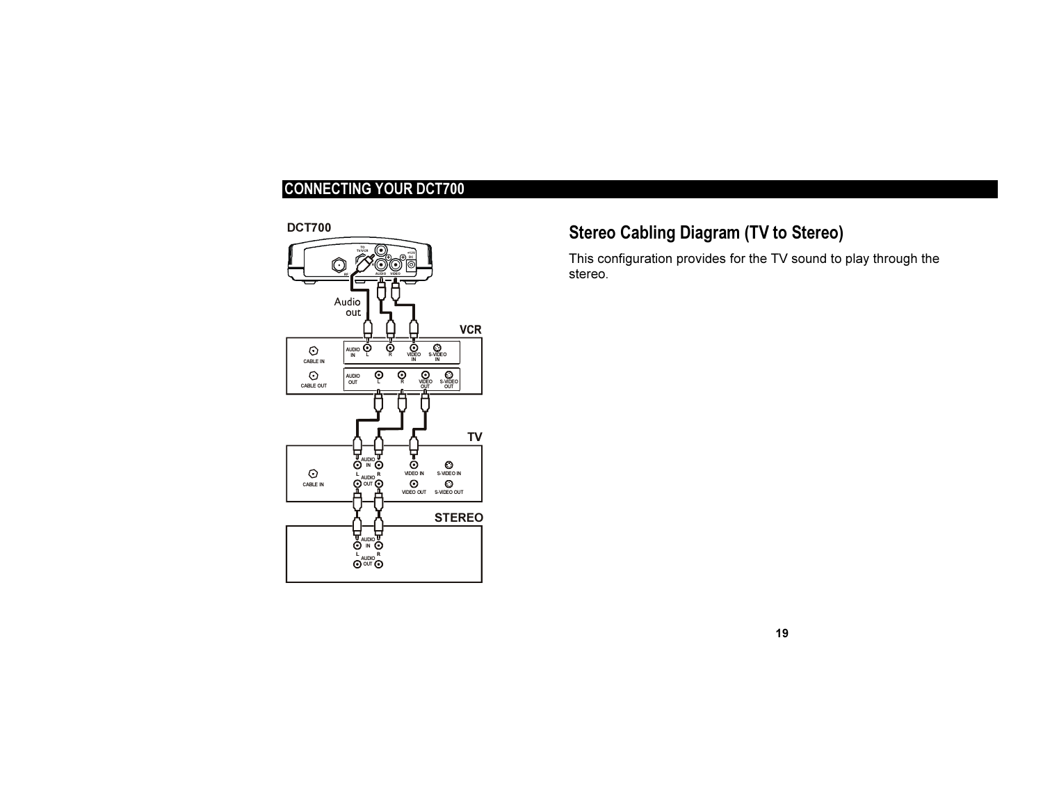## CONNECTING YOUR DCT700

# Stereo Cabling Diagram (TV to Stereo)

This configuration provides for the TV sound to play through the stereo.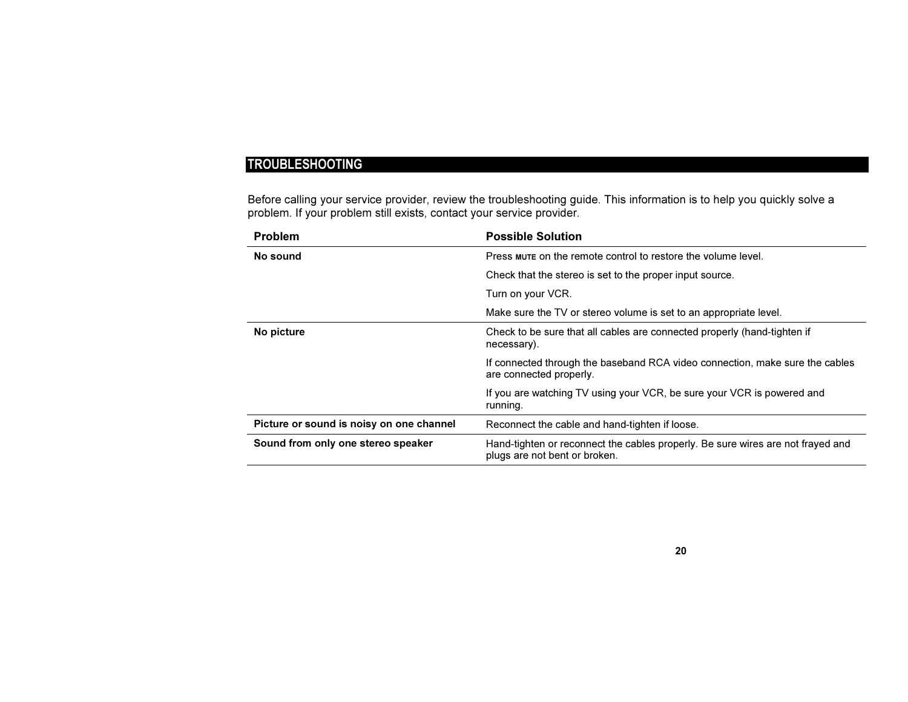## TROUBLESHOOTING

Before calling your service provider, review the troubleshooting guide. This information is to help you quickly solve a problem. If your problem still exists, contact your service provider.

| Problem | Possible Solution |
| --- | --- |
| **No sound** | Press MUTE on the remote control to restore the volume level.<br>Check that the stereo is set to the proper input source.<br>Turn on your VCR.<br>Make sure the TV or stereo volume is set to an appropriate level. |
| **No picture** | Check to be sure that all cables are connected properly (hand-tighten if necessary).<br>If connected through the baseband RCA video connection, make sure the cables are connected properly.<br>If you are watching TV using your VCR, be sure your VCR is powered and running. |
| **Picture or sound is noisy on one channel** | Reconnect the cable and hand-tighten if loose. |
| **Sound from only one stereo speaker** | Hand-tighten or reconnect the cables properly. Be sure wires are not frayed and plugs are not bent or broken. |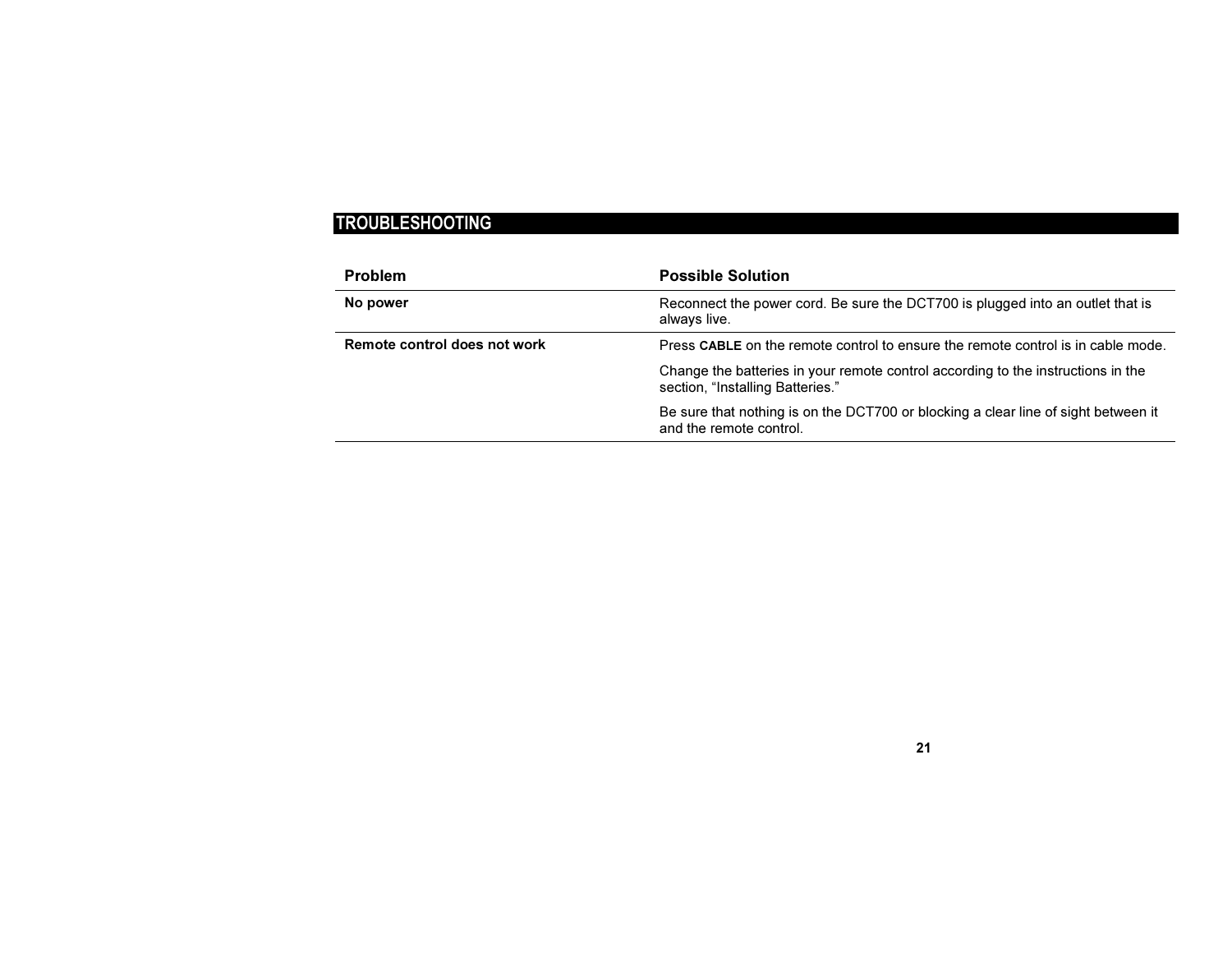## TROUBLESHOOTING

| Problem | Possible Solution |
| --- | --- |
| **No power** | Reconnect the power cord. Be sure the DCT700 is plugged into an outlet that is always live. |
| **Remote control does not work** | Press **CABLE** on the remote control to ensure the remote control is in cable mode.<br><br>Change the batteries in your remote control according to the instructions in the section, “Installing Batteries.”<br><br>Be sure that nothing is on the DCT700 or blocking a clear line of sight between it and the remote control. |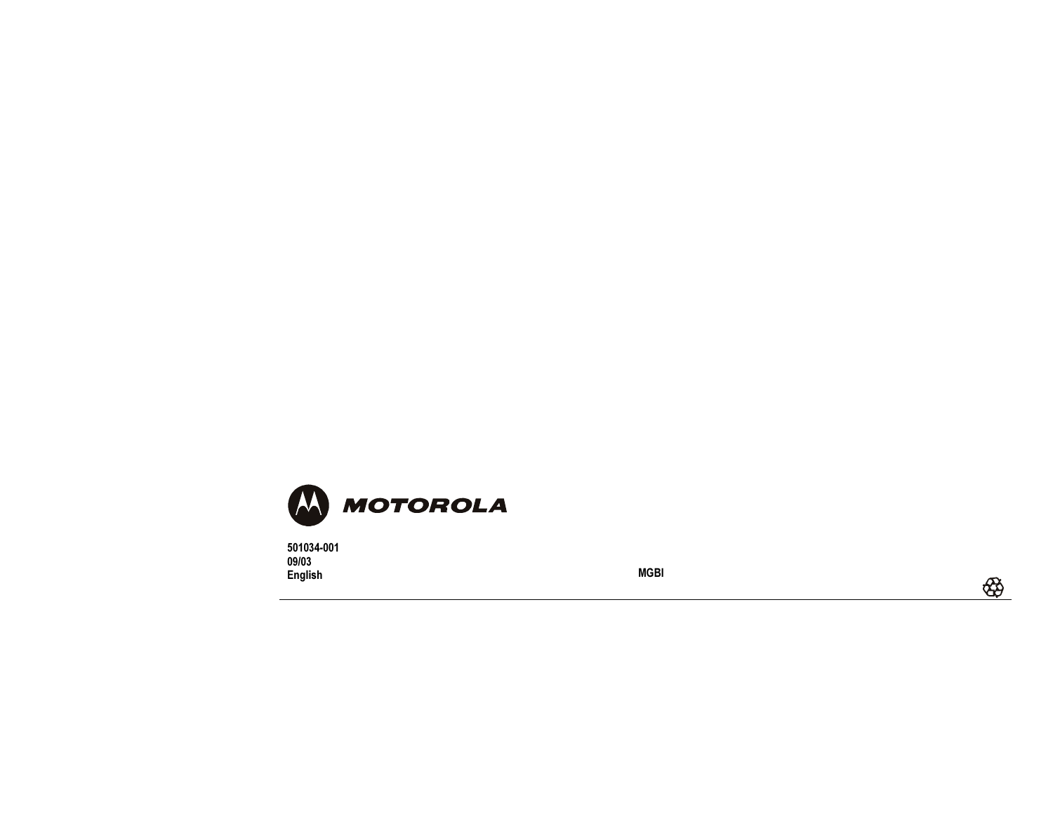MOTOROLA

**501034-001**
**09/03**
**English**

**MGBI**